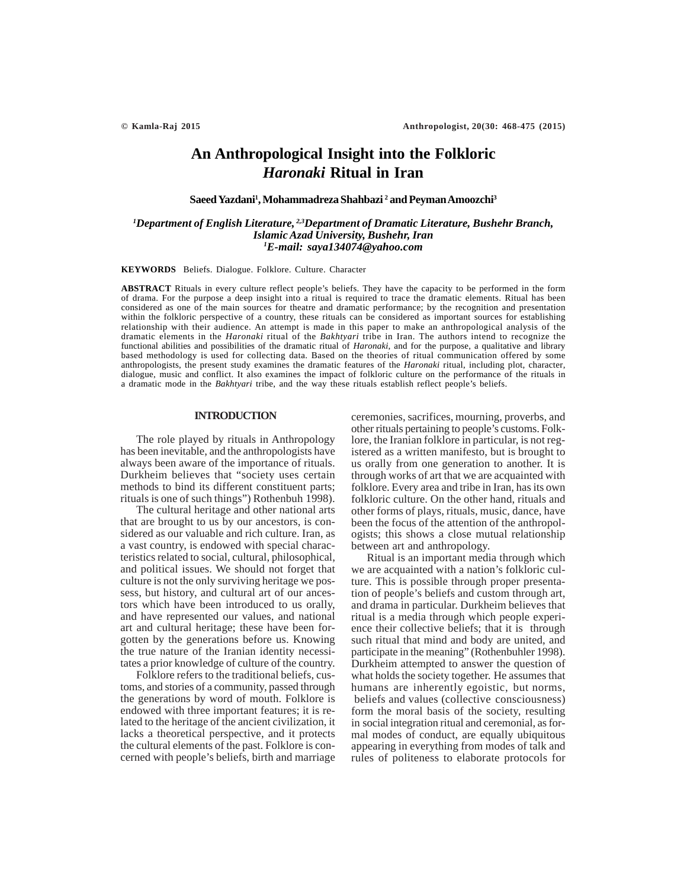# An Anthropological Insight into the Folkloric *Haronaki* Ritual in Iran

**Saeed Yazdani[1], Mohammadreza Shahbazi[2] and Peyman Amoozchi[3]**

*[1]Department of English Literature, [2,3]Department of Dramatic Literature, Bushehr Branch, Islamic Azad University, Bushehr, Iran*
*[1]E-mail: saya134074@yahoo.com*

**KEYWORDS** Beliefs. Dialogue. Folklore. Culture. Character

**ABSTRACT** Rituals in every culture reflect people's beliefs. They have the capacity to be performed in the form of drama. For the purpose a deep insight into a ritual is required to trace the dramatic elements. Ritual has been considered as one of the main sources for theatre and dramatic performance; by the recognition and presentation within the folkloric perspective of a country, these rituals can be considered as important sources for establishing relationship with their audience. An attempt is made in this paper to make an anthropological analysis of the dramatic elements in the *Haronaki* ritual of the *Bakhtyari* tribe in Iran. The authors intend to recognize the functional abilities and possibilities of the dramatic ritual of *Haronaki,* and for the purpose, a qualitative and library based methodology is used for collecting data. Based on the theories of ritual communication offered by some anthropologists, the present study examines the dramatic features of the *Haronaki* ritual, including plot, character, dialogue, music and conflict. It also examines the impact of folkloric culture on the performance of the rituals in a dramatic mode in the *Bakhtyari* tribe, and the way these rituals establish reflect people's beliefs.

## INTRODUCTION

The role played by rituals in Anthropology has been inevitable, and the anthropologists have always been aware of the importance of rituals. Durkheim believes that "society uses certain methods to bind its different constituent parts; rituals is one of such things") Rothenbuh 1998).

The cultural heritage and other national arts that are brought to us by our ancestors, is considered as our valuable and rich culture. Iran, as a vast country, is endowed with special characteristics related to social, cultural, philosophical, and political issues. We should not forget that culture is not the only surviving heritage we possess, but history, and cultural art of our ancestors which have been introduced to us orally, and have represented our values, and national art and cultural heritage; these have been forgotten by the generations before us. Knowing the true nature of the Iranian identity necessitates a prior knowledge of culture of the country.

Folklore refers to the traditional beliefs, customs, and stories of a community, passed through the generations by word of mouth. Folklore is endowed with three important features; it is related to the heritage of the ancient civilization, it lacks a theoretical perspective, and it protects the cultural elements of the past. Folklore is concerned with people's beliefs, birth and marriage ceremonies, sacrifices, mourning, proverbs, and other rituals pertaining to people's customs. Folklore, the Iranian folklore in particular, is not registered as a written manifesto, but is brought to us orally from one generation to another. It is through works of art that we are acquainted with folklore. Every area and tribe in Iran, has its own folkloric culture. On the other hand, rituals and other forms of plays, rituals, music, dance, have been the focus of the attention of the anthropologists; this shows a close mutual relationship between art and anthropology.

Ritual is an important media through which we are acquainted with a nation's folkloric culture. This is possible through proper presentation of people's beliefs and custom through art, and drama in particular. Durkheim believes that ritual is a media through which people experience their collective beliefs; that it is through such ritual that mind and body are united, and participate in the meaning" (Rothenbuhler 1998). Durkheim attempted to answer the question of what holds the society together. He assumes that humans are inherently egoistic, but norms, beliefs and values (collective consciousness) form the moral basis of the society, resulting in social integration ritual and ceremonial, as formal modes of conduct, are equally ubiquitous appearing in everything from modes of talk and rules of politeness to elaborate protocols for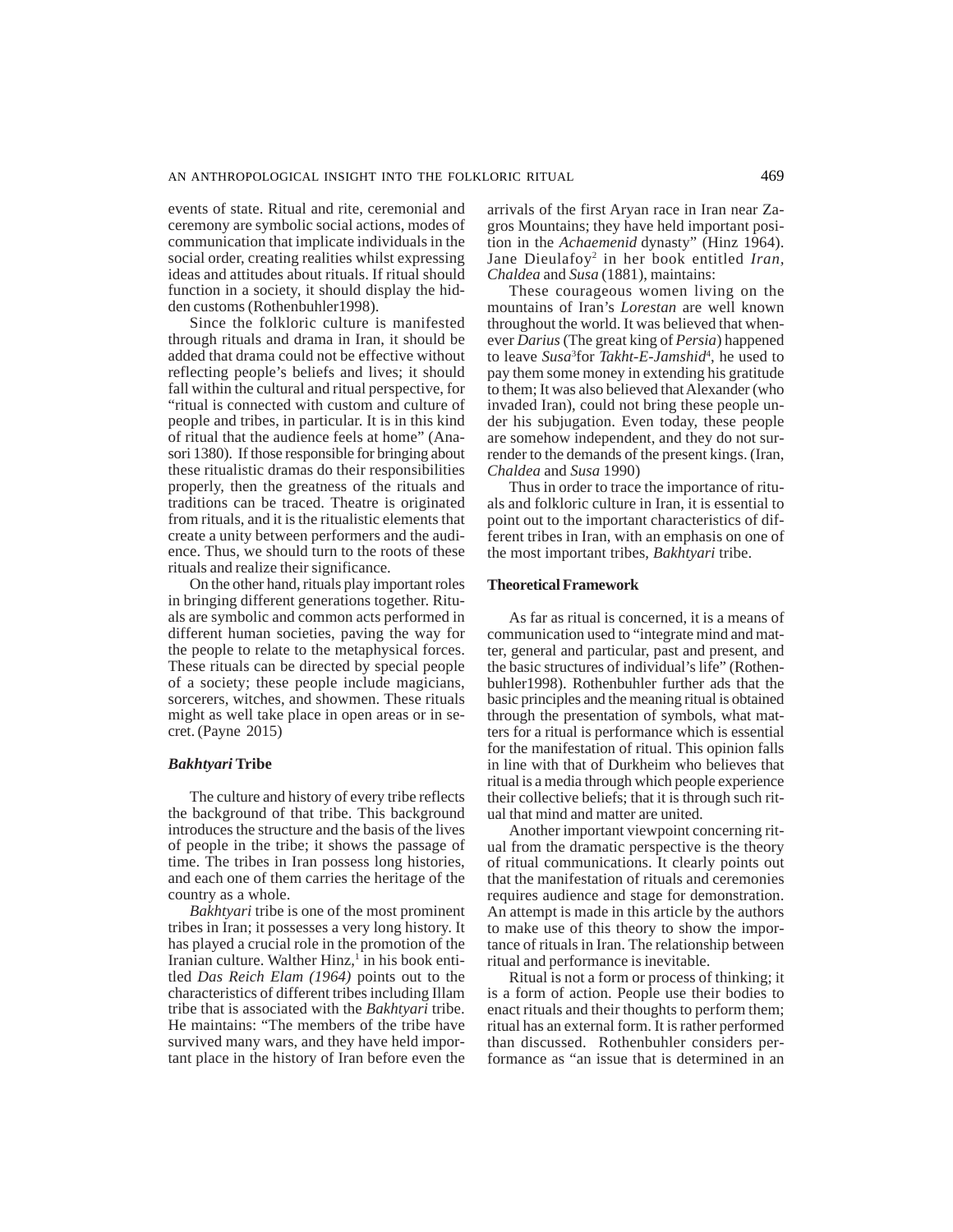events of state. Ritual and rite, ceremonial and ceremony are symbolic social actions, modes of communication that implicate individuals in the social order, creating realities whilst expressing ideas and attitudes about rituals. If ritual should function in a society, it should display the hidden customs (Rothenbuhler1998).

Since the folkloric culture is manifested through rituals and drama in Iran, it should be added that drama could not be effective without reflecting people's beliefs and lives; it should fall within the cultural and ritual perspective, for "ritual is connected with custom and culture of people and tribes, in particular. It is in this kind of ritual that the audience feels at home" (Anasori 1380). If those responsible for bringing about these ritualistic dramas do their responsibilities properly, then the greatness of the rituals and traditions can be traced. Theatre is originated from rituals, and it is the ritualistic elements that create a unity between performers and the audience. Thus, we should turn to the roots of these rituals and realize their significance.

On the other hand, rituals play important roles in bringing different generations together. Rituals are symbolic and common acts performed in different human societies, paving the way for the people to relate to the metaphysical forces. These rituals can be directed by special people of a society; these people include magicians, sorcerers, witches, and showmen. These rituals might as well take place in open areas or in secret. (Payne 2015)

### *Bakhtyari* Tribe

The culture and history of every tribe reflects the background of that tribe. This background introduces the structure and the basis of the lives of people in the tribe; it shows the passage of time. The tribes in Iran possess long histories, and each one of them carries the heritage of the country as a whole.

*Bakhtyari* tribe is one of the most prominent tribes in Iran; it possesses a very long history. It has played a crucial role in the promotion of the Iranian culture. Walther Hinz,[1] in his book entitled *Das Reich Elam (1964)* points out to the characteristics of different tribes including Illam tribe that is associated with the *Bakhtyari* tribe. He maintains: "The members of the tribe have survived many wars, and they have held important place in the history of Iran before even the arrivals of the first Aryan race in Iran near Zagros Mountains; they have held important position in the *Achaemenid* dynasty" (Hinz 1964). Jane Dieulafoy[2] in her book entitled *Iran*, *Chaldea* and *Susa* (1881), maintains:

These courageous women living on the mountains of Iran's *Lorestan* are well known throughout the world. It was believed that whenever *Darius* (The great king of *Persia*) happened to leave *Susa*[3] for *Takht-E-Jamshid*[4], he used to pay them some money in extending his gratitude to them; It was also believed that Alexander (who invaded Iran), could not bring these people under his subjugation. Even today, these people are somehow independent, and they do not surrender to the demands of the present kings. (Iran, *Chaldea* and *Susa* 1990)

Thus in order to trace the importance of rituals and folkloric culture in Iran, it is essential to point out to the important characteristics of different tribes in Iran, with an emphasis on one of the most important tribes, *Bakhtyari* tribe.

### Theoretical Framework

As far as ritual is concerned, it is a means of communication used to "integrate mind and matter, general and particular, past and present, and the basic structures of individual's life" (Rothenbuhler1998). Rothenbuhler further ads that the basic principles and the meaning ritual is obtained through the presentation of symbols, what matters for a ritual is performance which is essential for the manifestation of ritual. This opinion falls in line with that of Durkheim who believes that ritual is a media through which people experience their collective beliefs; that it is through such ritual that mind and matter are united.

Another important viewpoint concerning ritual from the dramatic perspective is the theory of ritual communications. It clearly points out that the manifestation of rituals and ceremonies requires audience and stage for demonstration. An attempt is made in this article by the authors to make use of this theory to show the importance of rituals in Iran. The relationship between ritual and performance is inevitable.

Ritual is not a form or process of thinking; it is a form of action. People use their bodies to enact rituals and their thoughts to perform them; ritual has an external form. It is rather performed than discussed. Rothenbuhler considers performance as "an issue that is determined in an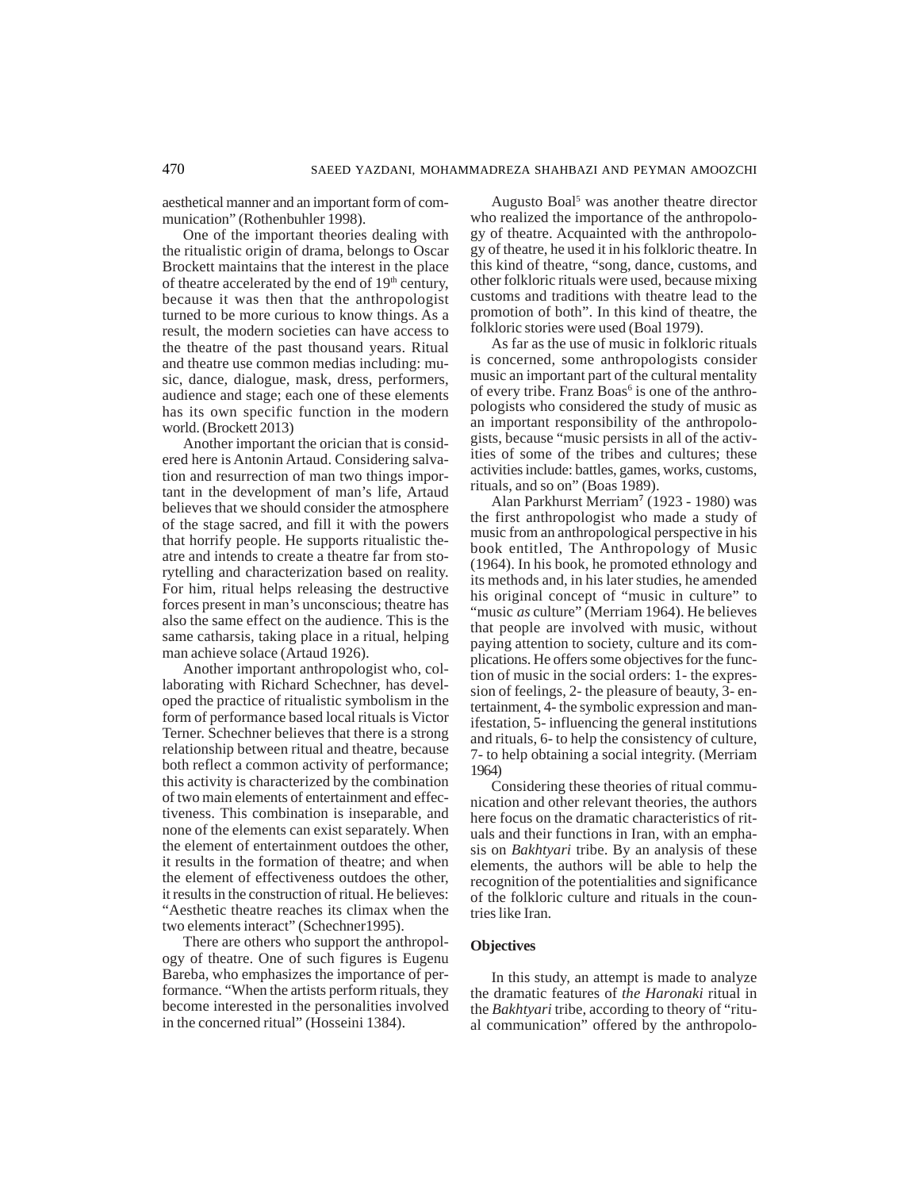aesthetical manner and an important form of communication" (Rothenbuhler 1998).

One of the important theories dealing with the ritualistic origin of drama, belongs to Oscar Brockett maintains that the interest in the place of theatre accelerated by the end of 19th century, because it was then that the anthropologist turned to be more curious to know things. As a result, the modern societies can have access to the theatre of the past thousand years. Ritual and theatre use common medias including: music, dance, dialogue, mask, dress, performers, audience and stage; each one of these elements has its own specific function in the modern world. (Brockett 2013)

Another important the orician that is considered here is Antonin Artaud. Considering salvation and resurrection of man two things important in the development of man's life, Artaud believes that we should consider the atmosphere of the stage sacred, and fill it with the powers that horrify people. He supports ritualistic theatre and intends to create a theatre far from storytelling and characterization based on reality. For him, ritual helps releasing the destructive forces present in man's unconscious; theatre has also the same effect on the audience. This is the same catharsis, taking place in a ritual, helping man achieve solace (Artaud 1926).

Another important anthropologist who, collaborating with Richard Schechner, has developed the practice of ritualistic symbolism in the form of performance based local rituals is Victor Terner. Schechner believes that there is a strong relationship between ritual and theatre, because both reflect a common activity of performance; this activity is characterized by the combination of two main elements of entertainment and effectiveness. This combination is inseparable, and none of the elements can exist separately. When the element of entertainment outdoes the other, it results in the formation of theatre; and when the element of effectiveness outdoes the other, it results in the construction of ritual. He believes: "Aesthetic theatre reaches its climax when the two elements interact" (Schechner1995).

There are others who support the anthropology of theatre. One of such figures is Eugenu Bareba, who emphasizes the importance of performance. "When the artists perform rituals, they become interested in the personalities involved in the concerned ritual" (Hosseini 1384).

Augusto Boal[5] was another theatre director who realized the importance of the anthropology of theatre. Acquainted with the anthropology of theatre, he used it in his folkloric theatre. In this kind of theatre, "song, dance, customs, and other folkloric rituals were used, because mixing customs and traditions with theatre lead to the promotion of both". In this kind of theatre, the folkloric stories were used (Boal 1979).

As far as the use of music in folkloric rituals is concerned, some anthropologists consider music an important part of the cultural mentality of every tribe. Franz Boas[6] is one of the anthropologists who considered the study of music as an important responsibility of the anthropologists, because "music persists in all of the activities of some of the tribes and cultures; these activities include: battles, games, works, customs, rituals, and so on" (Boas 1989).

Alan Parkhurst Merriam[7] (1923 - 1980) was the first anthropologist who made a study of music from an anthropological perspective in his book entitled, The Anthropology of Music (1964). In his book, he promoted ethnology and its methods and, in his later studies, he amended his original concept of "music in culture" to "music *as* culture" (Merriam 1964). He believes that people are involved with music, without paying attention to society, culture and its complications. He offers some objectives for the function of music in the social orders: 1- the expression of feelings, 2- the pleasure of beauty, 3- entertainment, 4- the symbolic expression and manifestation, 5- influencing the general institutions and rituals, 6- to help the consistency of culture, 7- to help obtaining a social integrity. (Merriam 1964)

Considering these theories of ritual communication and other relevant theories, the authors here focus on the dramatic characteristics of rituals and their functions in Iran, with an emphasis on *Bakhtyari* tribe. By an analysis of these elements, the authors will be able to help the recognition of the potentialities and significance of the folkloric culture and rituals in the countries like Iran.

**Objectives**

In this study, an attempt is made to analyze the dramatic features of *the Haronaki* ritual in the *Bakhtyari* tribe, according to theory of "ritual communication" offered by the anthropolo-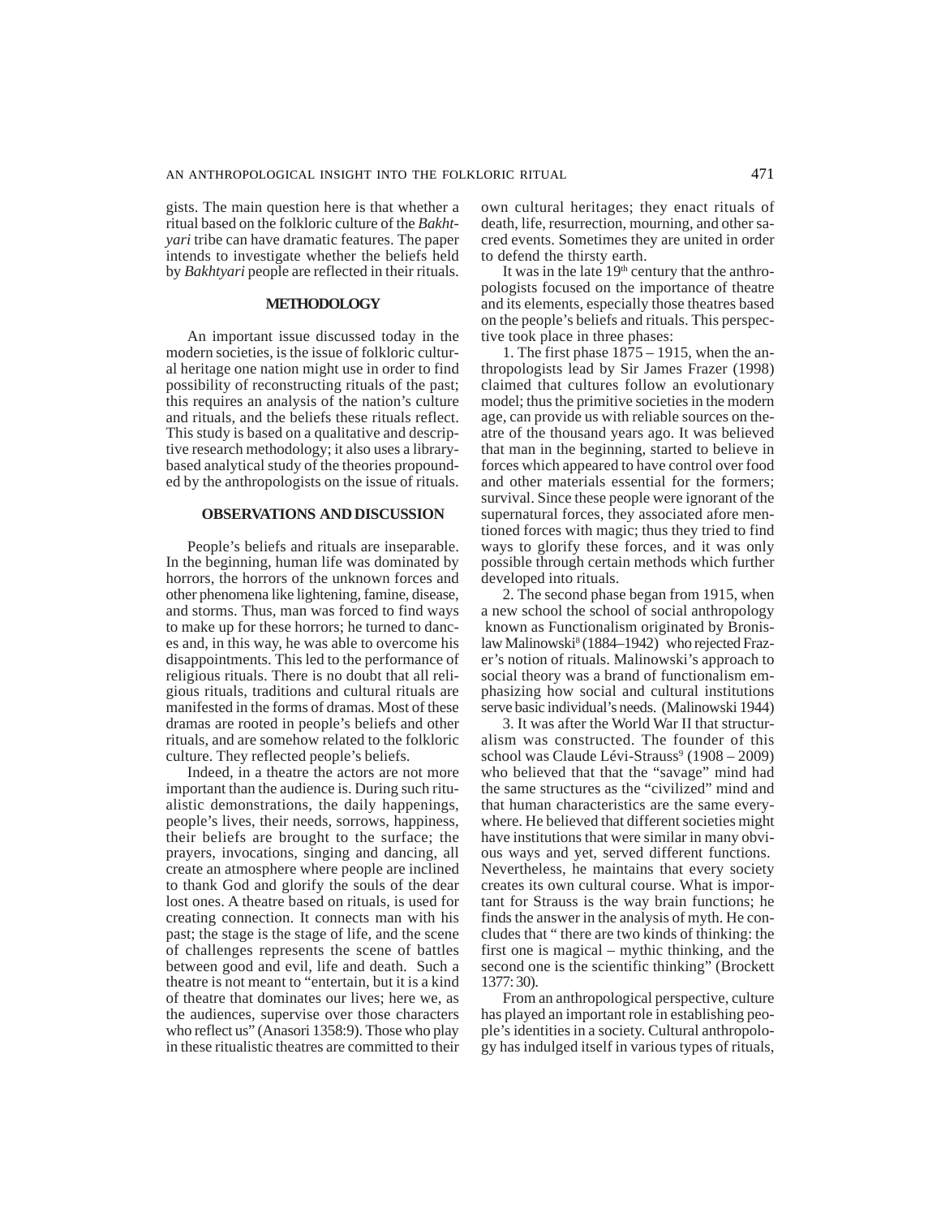gists. The main question here is that whether a ritual based on the folkloric culture of the *Bakhtyari* tribe can have dramatic features. The paper intends to investigate whether the beliefs held by *Bakhtyari* people are reflected in their rituals.

## METHODOLOGY

An important issue discussed today in the modern societies, is the issue of folkloric cultural heritage one nation might use in order to find possibility of reconstructing rituals of the past; this requires an analysis of the nation's culture and rituals, and the beliefs these rituals reflect. This study is based on a qualitative and descriptive research methodology; it also uses a library-based analytical study of the theories propounded by the anthropologists on the issue of rituals.

## OBSERVATIONS AND DISCUSSION

People's beliefs and rituals are inseparable. In the beginning, human life was dominated by horrors, the horrors of the unknown forces and other phenomena like lightening, famine, disease, and storms. Thus, man was forced to find ways to make up for these horrors; he turned to dances and, in this way, he was able to overcome his disappointments. This led to the performance of religious rituals. There is no doubt that all religious rituals, traditions and cultural rituals are manifested in the forms of dramas. Most of these dramas are rooted in people's beliefs and other rituals, and are somehow related to the folkloric culture. They reflected people's beliefs.

Indeed, in a theatre the actors are not more important than the audience is. During such ritualistic demonstrations, the daily happenings, people's lives, their needs, sorrows, happiness, their beliefs are brought to the surface; the prayers, invocations, singing and dancing, all create an atmosphere where people are inclined to thank God and glorify the souls of the dear lost ones. A theatre based on rituals, is used for creating connection. It connects man with his past; the stage is the stage of life, and the scene of challenges represents the scene of battles between good and evil, life and death. Such a theatre is not meant to "entertain, but it is a kind of theatre that dominates our lives; here we, as the audiences, supervise over those characters who reflect us" (Anasori 1358:9). Those who play in these ritualistic theatres are committed to their own cultural heritages; they enact rituals of death, life, resurrection, mourning, and other sacred events. Sometimes they are united in order to defend the thirsty earth.

It was in the late 19th century that the anthropologists focused on the importance of theatre and its elements, especially those theatres based on the people's beliefs and rituals. This perspective took place in three phases:

1. The first phase 1875 – 1915, when the anthropologists lead by Sir James Frazer (1998) claimed that cultures follow an evolutionary model; thus the primitive societies in the modern age, can provide us with reliable sources on theatre of the thousand years ago. It was believed that man in the beginning, started to believe in forces which appeared to have control over food and other materials essential for the formers; survival. Since these people were ignorant of the supernatural forces, they associated afore mentioned forces with magic; thus they tried to find ways to glorify these forces, and it was only possible through certain methods which further developed into rituals.

2. The second phase began from 1915, when a new school the school of social anthropology known as Functionalism originated by Bronislaw Malinowski[8] (1884–1942) who rejected Frazer's notion of rituals. Malinowski's approach to social theory was a brand of functionalism emphasizing how social and cultural institutions serve basic individual's needs. (Malinowski 1944)

3. It was after the World War II that structuralism was constructed. The founder of this school was Claude Lévi-Strauss[9] (1908 – 2009) who believed that that the "savage" mind had the same structures as the "civilized" mind and that human characteristics are the same everywhere. He believed that different societies might have institutions that were similar in many obvious ways and yet, served different functions. Nevertheless, he maintains that every society creates its own cultural course. What is important for Strauss is the way brain functions; he finds the answer in the analysis of myth. He concludes that " there are two kinds of thinking: the first one is magical – mythic thinking, and the second one is the scientific thinking" (Brockett 1377: 30).

From an anthropological perspective, culture has played an important role in establishing people's identities in a society. Cultural anthropology has indulged itself in various types of rituals,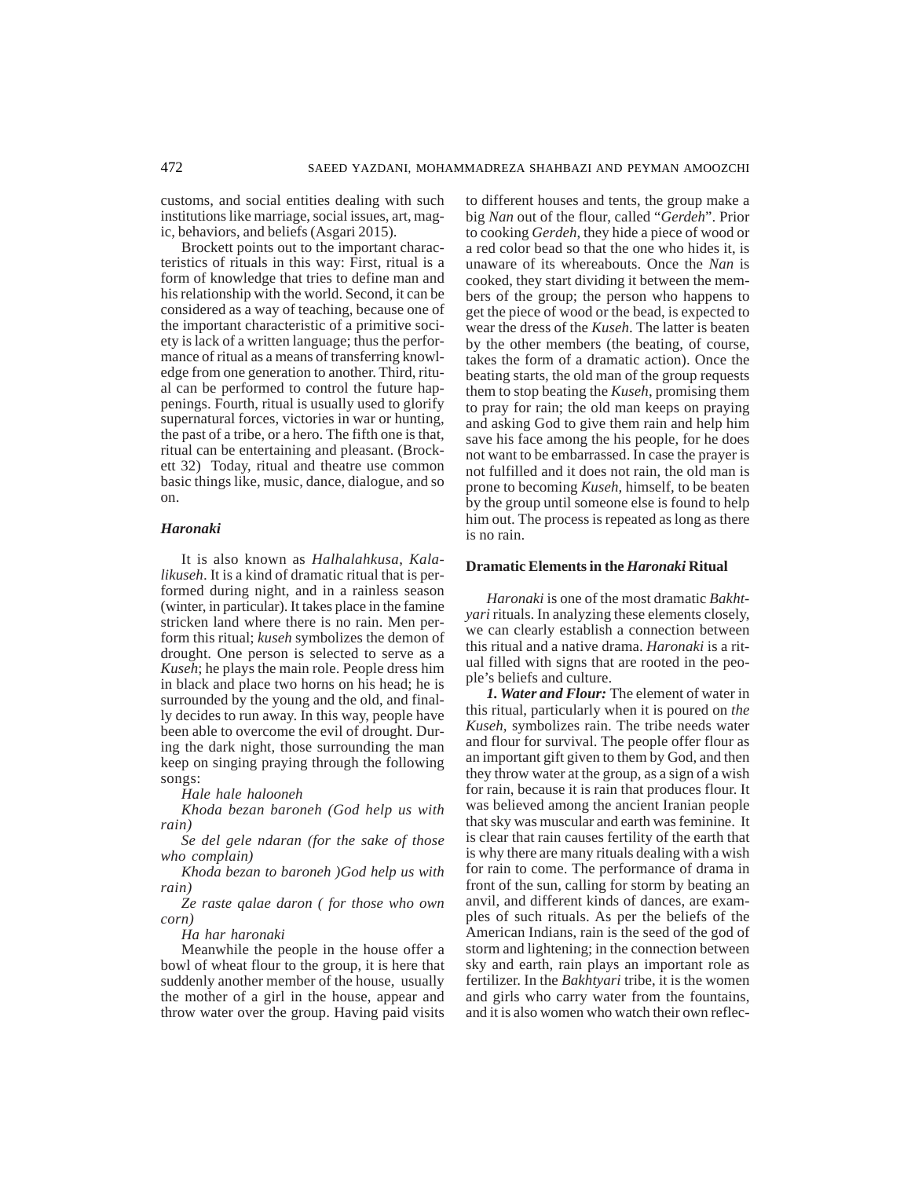customs, and social entities dealing with such institutions like marriage, social issues, art, magic, behaviors, and beliefs (Asgari 2015).

Brockett points out to the important characteristics of rituals in this way: First, ritual is a form of knowledge that tries to define man and his relationship with the world. Second, it can be considered as a way of teaching, because one of the important characteristic of a primitive society is lack of a written language; thus the performance of ritual as a means of transferring knowledge from one generation to another. Third, ritual can be performed to control the future happenings. Fourth, ritual is usually used to glorify supernatural forces, victories in war or hunting, the past of a tribe, or a hero. The fifth one is that, ritual can be entertaining and pleasant. (Brockett 32) Today, ritual and theatre use common basic things like, music, dance, dialogue, and so on.

### *Haronaki*

It is also known as *Halhalahkusa*, *Kalalikuseh*. It is a kind of dramatic ritual that is performed during night, and in a rainless season (winter, in particular). It takes place in the famine stricken land where there is no rain. Men perform this ritual; *kuseh* symbolizes the demon of drought. One person is selected to serve as a *Kuseh*; he plays the main role. People dress him in black and place two horns on his head; he is surrounded by the young and the old, and finally decides to run away. In this way, people have been able to overcome the evil of drought. During the dark night, those surrounding the man keep on singing praying through the following songs:

*Hale hale halooneh*

*Khoda bezan baroneh (God help us with rain)*

*Se del gele ndaran (for the sake of those who complain)*

*Khoda bezan to baroneh )God help us with rain)*

*Ze raste qalae daron ( for those who own corn)*

*Ha har haronaki*

Meanwhile the people in the house offer a bowl of wheat flour to the group, it is here that suddenly another member of the house, usually the mother of a girl in the house, appear and throw water over the group. Having paid visits to different houses and tents, the group make a big *Nan* out of the flour, called "*Gerdeh*". Prior to cooking *Gerdeh*, they hide a piece of wood or a red color bead so that the one who hides it, is unaware of its whereabouts. Once the *Nan* is cooked, they start dividing it between the members of the group; the person who happens to get the piece of wood or the bead, is expected to wear the dress of the *Kuseh*. The latter is beaten by the other members (the beating, of course, takes the form of a dramatic action). Once the beating starts, the old man of the group requests them to stop beating the *Kuseh*, promising them to pray for rain; the old man keeps on praying and asking God to give them rain and help him save his face among the his people, for he does not want to be embarrassed. In case the prayer is not fulfilled and it does not rain, the old man is prone to becoming *Kuseh*, himself, to be beaten by the group until someone else is found to help him out. The process is repeated as long as there is no rain.

### Dramatic Elements in the *Haronaki* Ritual

*Haronaki* is one of the most dramatic *Bakhtyari* rituals. In analyzing these elements closely, we can clearly establish a connection between this ritual and a native drama. *Haronaki* is a ritual filled with signs that are rooted in the people's beliefs and culture.

***1. Water and Flour:*** The element of water in this ritual, particularly when it is poured on *the Kuseh*, symbolizes rain. The tribe needs water and flour for survival. The people offer flour as an important gift given to them by God, and then they throw water at the group, as a sign of a wish for rain, because it is rain that produces flour. It was believed among the ancient Iranian people that sky was muscular and earth was feminine. It is clear that rain causes fertility of the earth that is why there are many rituals dealing with a wish for rain to come. The performance of drama in front of the sun, calling for storm by beating an anvil, and different kinds of dances, are examples of such rituals. As per the beliefs of the American Indians, rain is the seed of the god of storm and lightening; in the connection between sky and earth, rain plays an important role as fertilizer. In the *Bakhtyari* tribe, it is the women and girls who carry water from the fountains, and it is also women who watch their own reflec-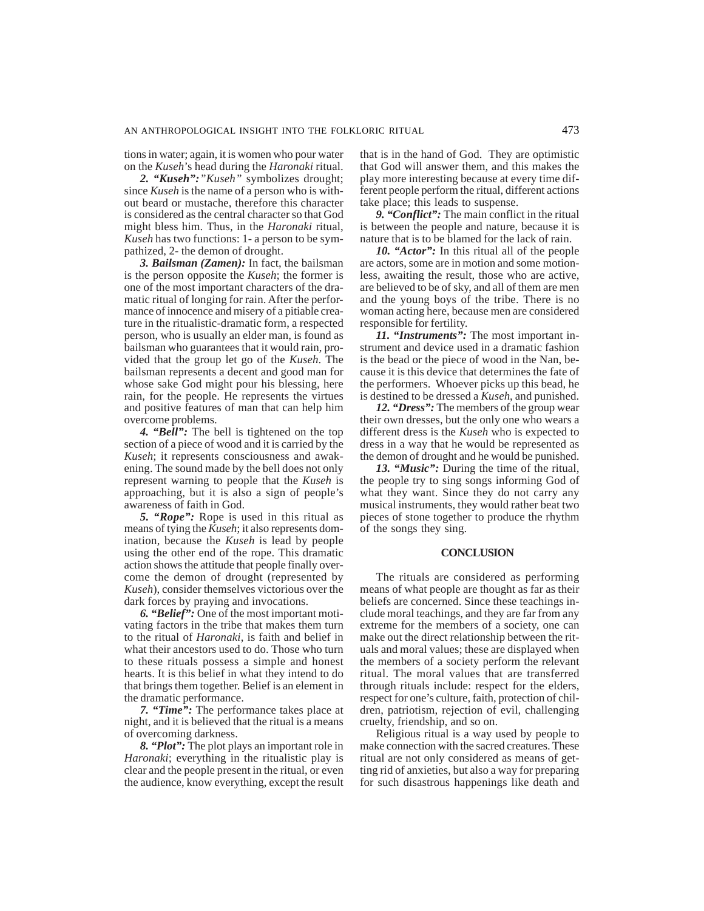tions in water; again, it is women who pour water on the *Kuseh*'s head during the *Haronaki* ritual.

***2. "Kuseh":*** *"Kuseh"* symbolizes drought; since *Kuseh* is the name of a person who is without beard or mustache, therefore this character is considered as the central character so that God might bless him. Thus, in the *Haronaki* ritual, *Kuseh* has two functions: 1- a person to be sympathized, 2- the demon of drought.

***3. Bailsman (Zamen):*** In fact, the bailsman is the person opposite the *Kuseh*; the former is one of the most important characters of the dramatic ritual of longing for rain. After the performance of innocence and misery of a pitiable creature in the ritualistic-dramatic form, a respected person, who is usually an elder man, is found as bailsman who guarantees that it would rain, provided that the group let go of the *Kuseh*. The bailsman represents a decent and good man for whose sake God might pour his blessing, here rain, for the people. He represents the virtues and positive features of man that can help him overcome problems.

***4. "Bell":*** The bell is tightened on the top section of a piece of wood and it is carried by the *Kuseh*; it represents consciousness and awakening. The sound made by the bell does not only represent warning to people that the *Kuseh* is approaching, but it is also a sign of people's awareness of faith in God.

***5. "Rope":*** Rope is used in this ritual as means of tying the *Kuseh*; it also represents domination, because the *Kuseh* is lead by people using the other end of the rope. This dramatic action shows the attitude that people finally overcome the demon of drought (represented by *Kuseh*), consider themselves victorious over the dark forces by praying and invocations.

***6. "Belief":*** One of the most important motivating factors in the tribe that makes them turn to the ritual of *Haronaki*, is faith and belief in what their ancestors used to do. Those who turn to these rituals possess a simple and honest hearts. It is this belief in what they intend to do that brings them together. Belief is an element in the dramatic performance.

***7. "Time":*** The performance takes place at night, and it is believed that the ritual is a means of overcoming darkness.

***8. "Plot":*** The plot plays an important role in *Haronaki*; everything in the ritualistic play is clear and the people present in the ritual, or even the audience, know everything, except the result that is in the hand of God. They are optimistic that God will answer them, and this makes the play more interesting because at every time different people perform the ritual, different actions take place; this leads to suspense.

***9. "Conflict":*** The main conflict in the ritual is between the people and nature, because it is nature that is to be blamed for the lack of rain.

***10. "Actor":*** In this ritual all of the people are actors, some are in motion and some motionless, awaiting the result, those who are active, are believed to be of sky, and all of them are men and the young boys of the tribe. There is no woman acting here, because men are considered responsible for fertility.

***11. "Instruments":*** The most important instrument and device used in a dramatic fashion is the bead or the piece of wood in the Nan, because it is this device that determines the fate of the performers. Whoever picks up this bead, he is destined to be dressed a *Kuseh*, and punished.

***12. "Dress":*** The members of the group wear their own dresses, but the only one who wears a different dress is the *Kuseh* who is expected to dress in a way that he would be represented as the demon of drought and he would be punished.

***13. "Music":*** During the time of the ritual, the people try to sing songs informing God of what they want. Since they do not carry any musical instruments, they would rather beat two pieces of stone together to produce the rhythm of the songs they sing.

## CONCLUSION

The rituals are considered as performing means of what people are thought as far as their beliefs are concerned. Since these teachings include moral teachings, and they are far from any extreme for the members of a society, one can make out the direct relationship between the rituals and moral values; these are displayed when the members of a society perform the relevant ritual. The moral values that are transferred through rituals include: respect for the elders, respect for one's culture, faith, protection of children, patriotism, rejection of evil, challenging cruelty, friendship, and so on.

Religious ritual is a way used by people to make connection with the sacred creatures. These ritual are not only considered as means of getting rid of anxieties, but also a way for preparing for such disastrous happenings like death and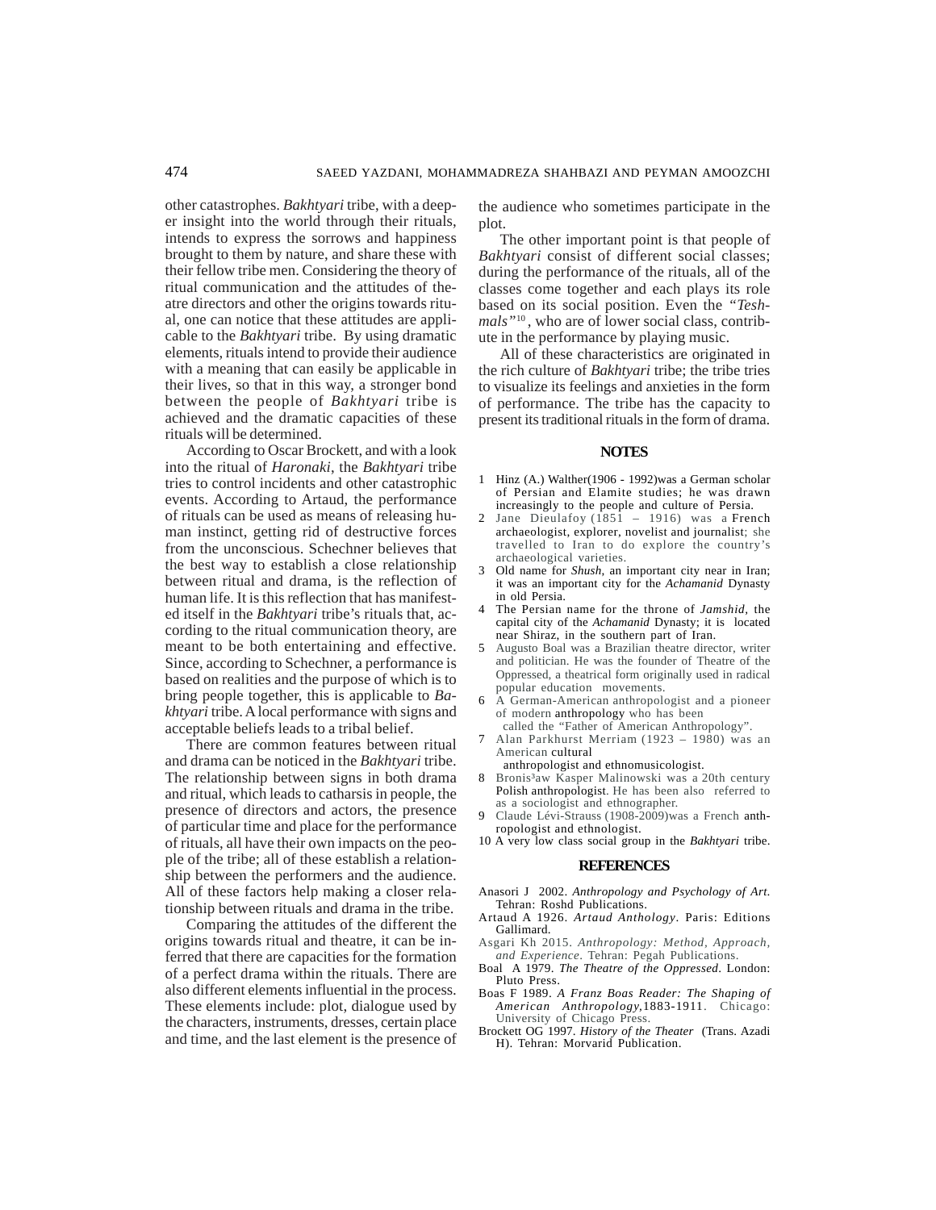other catastrophes. *Bakhtyari* tribe, with a deeper insight into the world through their rituals, intends to express the sorrows and happiness brought to them by nature, and share these with their fellow tribe men. Considering the theory of ritual communication and the attitudes of theatre directors and other the origins towards ritual, one can notice that these attitudes are applicable to the *Bakhtyari* tribe. By using dramatic elements, rituals intend to provide their audience with a meaning that can easily be applicable in their lives, so that in this way, a stronger bond between the people of *Bakhtyari* tribe is achieved and the dramatic capacities of these rituals will be determined.

According to Oscar Brockett, and with a look into the ritual of *Haronaki*, the *Bakhtyari* tribe tries to control incidents and other catastrophic events. According to Artaud, the performance of rituals can be used as means of releasing human instinct, getting rid of destructive forces from the unconscious. Schechner believes that the best way to establish a close relationship between ritual and drama, is the reflection of human life. It is this reflection that has manifested itself in the *Bakhtyari* tribe's rituals that, according to the ritual communication theory, are meant to be both entertaining and effective. Since, according to Schechner, a performance is based on realities and the purpose of which is to bring people together, this is applicable to *Bakhtyari* tribe. A local performance with signs and acceptable beliefs leads to a tribal belief.

There are common features between ritual and drama can be noticed in the *Bakhtyari* tribe. The relationship between signs in both drama and ritual, which leads to catharsis in people, the presence of directors and actors, the presence of particular time and place for the performance of rituals, all have their own impacts on the people of the tribe; all of these establish a relationship between the performers and the audience. All of these factors help making a closer relationship between rituals and drama in the tribe.

Comparing the attitudes of the different the origins towards ritual and theatre, it can be inferred that there are capacities for the formation of a perfect drama within the rituals. There are also different elements influential in the process. These elements include: plot, dialogue used by the characters, instruments, dresses, certain place and time, and the last element is the presence of the audience who sometimes participate in the plot.

The other important point is that people of *Bakhtyari* consist of different social classes; during the performance of the rituals, all of the classes come together and each plays its role based on its social position. Even the "*Teshmals*"[10], who are of lower social class, contribute in the performance by playing music.

All of these characteristics are originated in the rich culture of *Bakhtyari* tribe; the tribe tries to visualize its feelings and anxieties in the form of performance. The tribe has the capacity to present its traditional rituals in the form of drama.

## NOTES

1. Hinz (A.) Walther(1906 - 1992)was a German scholar of Persian and Elamite studies; he was drawn increasingly to the people and culture of Persia.
2. Jane Dieulafoy (1851 – 1916) was a French archaeologist, explorer, novelist and journalist; she travelled to Iran to do explore the country's archaeological varieties.
3. Old name for *Shush*, an important city near in Iran; it was an important city for the *Achamanid* Dynasty in old Persia.
4. The Persian name for the throne of *Jamshid*, the capital city of the *Achamanid* Dynasty; it is located near Shiraz, in the southern part of Iran.
5. Augusto Boal was a Brazilian theatre director, writer and politician. He was the founder of Theatre of the Oppressed, a theatrical form originally used in radical popular education movements.
6. A German-American anthropologist and a pioneer of modern anthropology who has been called the "Father of American Anthropology".
7. Alan Parkhurst Merriam (1923 – 1980) was an American cultural anthropologist and ethnomusicologist.
8. Bronis³aw Kasper Malinowski was a 20th century Polish anthropologist. He has been also referred to as a sociologist and ethnographer.
9. Claude Lévi-Strauss (1908-2009)was a French anthropologist and ethnologist.
10. A very low class social group in the *Bakhtyari* tribe.

## REFERENCES

Anasori J 2002. *Anthropology and Psychology of Art.* Tehran: Roshd Publications.

Artaud A 1926. *Artaud Anthology*. Paris: Editions Gallimard.

Asgari Kh 2015. *Anthropology: Method, Approach, and Experience*. Tehran: Pegah Publications.

Boal A 1979. *The Theatre of the Oppressed*. London: Pluto Press.

Boas F 1989. *A Franz Boas Reader: The Shaping of American Anthropology*,1883-1911. Chicago: University of Chicago Press.

Brockett OG 1997. *History of the Theater* (Trans. Azadi H). Tehran: Morvarid Publication.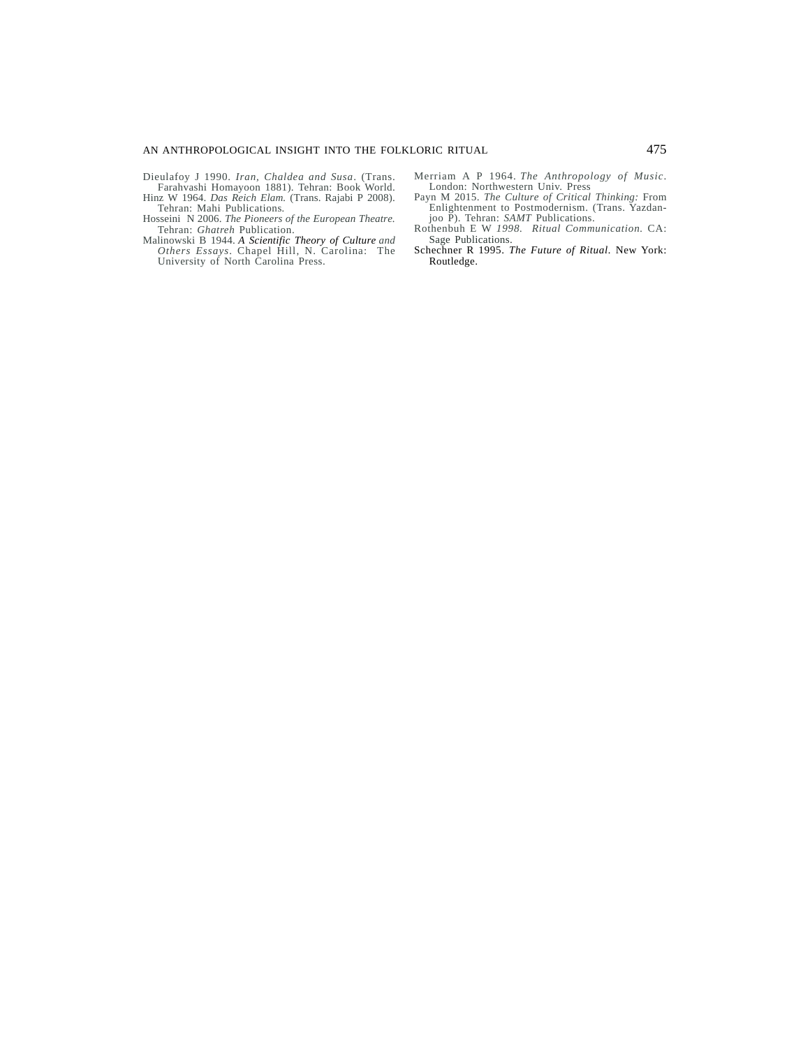Dieulafoy J 1990. *Iran, Chaldea and Susa*. (Trans. Farahvashi Homayoon 1881). Tehran: Book World.

Hinz W 1964. *Das Reich Elam.* (Trans. Rajabi P 2008). Tehran: Mahi Publications.

Hosseini N 2006. *The Pioneers of the European Theatre.* Tehran: *Ghatreh* Publication.

Malinowski B 1944. *A Scientific Theory of Culture and Others Essays*. Chapel Hill, N. Carolina: The University of North Carolina Press.

Merriam A P 1964. *The Anthropology of Music*. London: Northwestern Univ. Press

Payn M 2015. *The Culture of Critical Thinking:* From Enlightenment to Postmodernism. (Trans. Yazdanjoo P). Tehran: *SAMT* Publications.

Rothenbuh E W *1998. Ritual Communication.* CA: Sage Publications.

Schechner R 1995. *The Future of Ritual*. New York: Routledge.